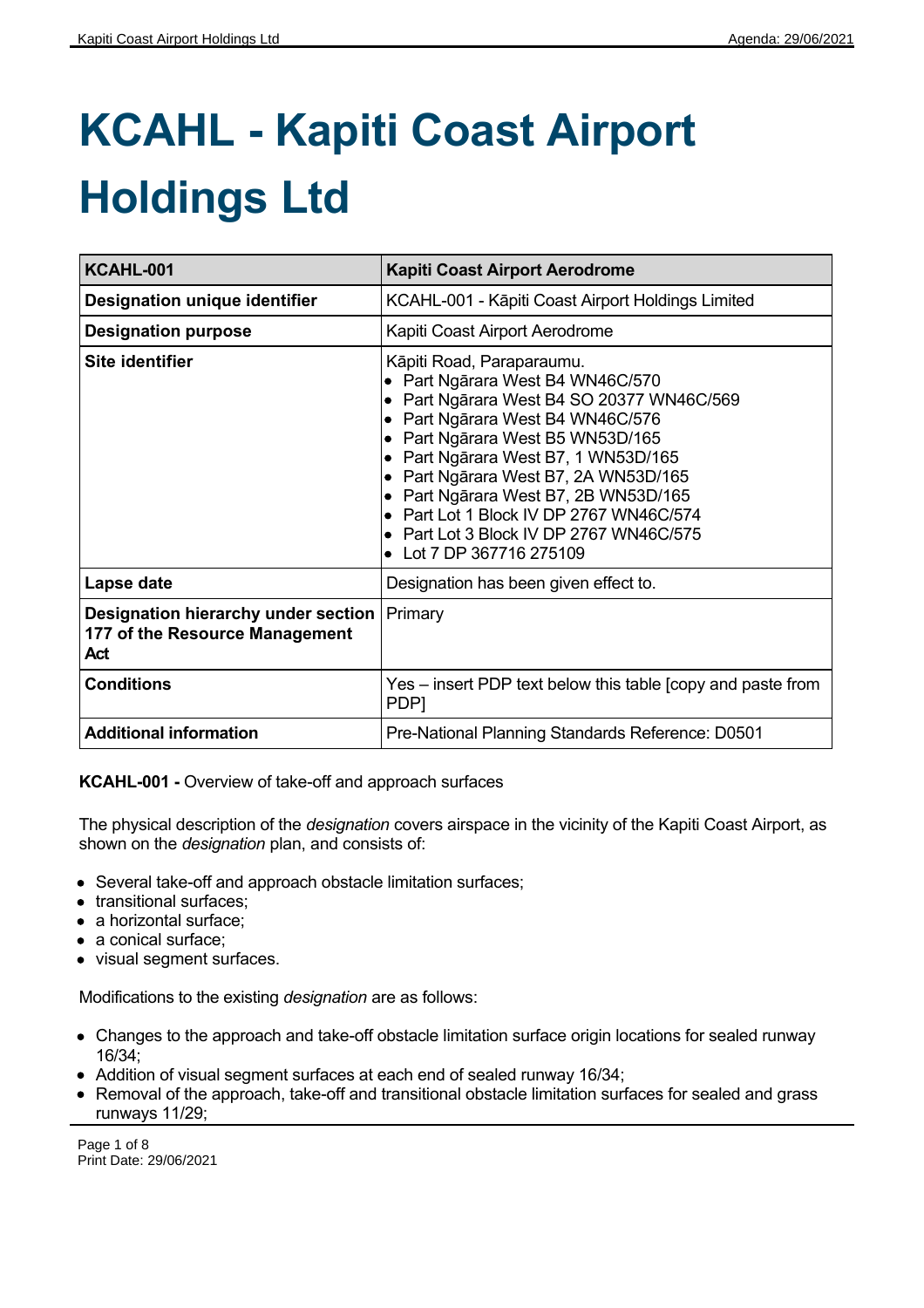# KCAHL - Kapiti Coast Airport Holdings Ltd

| KCAHL-001 | Kapiti Coast Airport Aerodrome |
|---|---|
| **Designation unique identifier** | KCAHL-001 - Kāpiti Coast Airport Holdings Limited |
| **Designation purpose** | Kapiti Coast Airport Aerodrome |
| **Site identifier** | Kāpiti Road, Paraparaumu.<br>• Part Ngārara West B4 WN46C/570<br>• Part Ngārara West B4 SO 20377 WN46C/569<br>• Part Ngārara West B4 WN46C/576<br>• Part Ngārara West B5 WN53D/165<br>• Part Ngārara West B7, 1 WN53D/165<br>• Part Ngārara West B7, 2A WN53D/165<br>• Part Ngārara West B7, 2B WN53D/165<br>• Part Lot 1 Block IV DP 2767 WN46C/574<br>• Part Lot 3 Block IV DP 2767 WN46C/575<br>• Lot 7 DP 367716 275109 |
| **Lapse date** | Designation has been given effect to. |
| **Designation hierarchy under section 177 of the Resource Management Act** | Primary |
| **Conditions** | Yes – insert PDP text below this table [copy and paste from PDP] |
| **Additional information** | Pre-National Planning Standards Reference: D0501 |

**KCAHL-001 -** Overview of take-off and approach surfaces

The physical description of the *designation* covers airspace in the vicinity of the Kapiti Coast Airport, as shown on the *designation* plan, and consists of:

- Several take-off and approach obstacle limitation surfaces;
- transitional surfaces;
- a horizontal surface;
- a conical surface;
- visual segment surfaces.

Modifications to the existing *designation* are as follows:

- Changes to the approach and take-off obstacle limitation surface origin locations for sealed runway 16/34;
- Addition of visual segment surfaces at each end of sealed runway 16/34;
- Removal of the approach, take-off and transitional obstacle limitation surfaces for sealed and grass runways 11/29;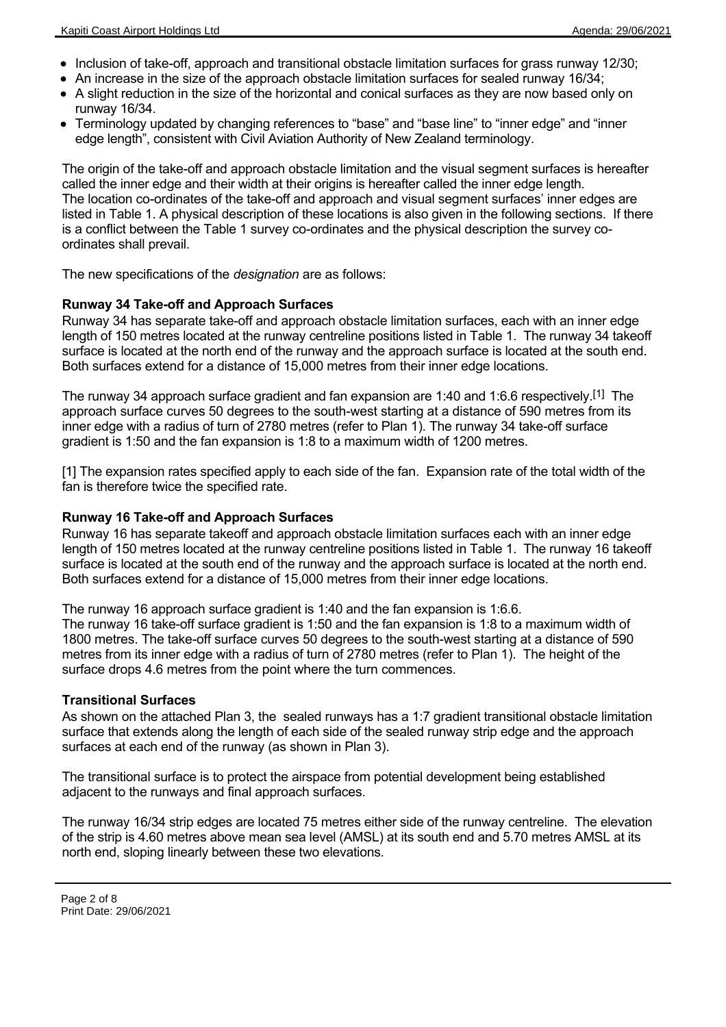- Inclusion of take-off, approach and transitional obstacle limitation surfaces for grass runway 12/30;
- An increase in the size of the approach obstacle limitation surfaces for sealed runway 16/34;
- A slight reduction in the size of the horizontal and conical surfaces as they are now based only on runway 16/34.
- Terminology updated by changing references to "base" and "base line" to "inner edge" and "inner edge length", consistent with Civil Aviation Authority of New Zealand terminology.

The origin of the take-off and approach obstacle limitation and the visual segment surfaces is hereafter called the inner edge and their width at their origins is hereafter called the inner edge length. The location co-ordinates of the take-off and approach and visual segment surfaces' inner edges are listed in Table 1. A physical description of these locations is also given in the following sections. If there is a conflict between the Table 1 survey co-ordinates and the physical description the survey co-ordinates shall prevail.

The new specifications of the *designation* are as follows:

**Runway 34 Take-off and Approach Surfaces**

Runway 34 has separate take-off and approach obstacle limitation surfaces, each with an inner edge length of 150 metres located at the runway centreline positions listed in Table 1. The runway 34 takeoff surface is located at the north end of the runway and the approach surface is located at the south end. Both surfaces extend for a distance of 15,000 metres from their inner edge locations.

The runway 34 approach surface gradient and fan expansion are 1:40 and 1:6.6 respectively.[1] The approach surface curves 50 degrees to the south-west starting at a distance of 590 metres from its inner edge with a radius of turn of 2780 metres (refer to Plan 1). The runway 34 take-off surface gradient is 1:50 and the fan expansion is 1:8 to a maximum width of 1200 metres.

[1] The expansion rates specified apply to each side of the fan. Expansion rate of the total width of the fan is therefore twice the specified rate.

**Runway 16 Take-off and Approach Surfaces**

Runway 16 has separate takeoff and approach obstacle limitation surfaces each with an inner edge length of 150 metres located at the runway centreline positions listed in Table 1. The runway 16 takeoff surface is located at the south end of the runway and the approach surface is located at the north end. Both surfaces extend for a distance of 15,000 metres from their inner edge locations.

The runway 16 approach surface gradient is 1:40 and the fan expansion is 1:6.6.
The runway 16 take-off surface gradient is 1:50 and the fan expansion is 1:8 to a maximum width of 1800 metres. The take-off surface curves 50 degrees to the south-west starting at a distance of 590 metres from its inner edge with a radius of turn of 2780 metres (refer to Plan 1). The height of the surface drops 4.6 metres from the point where the turn commences.

**Transitional Surfaces**

As shown on the attached Plan 3, the sealed runways has a 1:7 gradient transitional obstacle limitation surface that extends along the length of each side of the sealed runway strip edge and the approach surfaces at each end of the runway (as shown in Plan 3).

The transitional surface is to protect the airspace from potential development being established adjacent to the runways and final approach surfaces.

The runway 16/34 strip edges are located 75 metres either side of the runway centreline. The elevation of the strip is 4.60 metres above mean sea level (AMSL) at its south end and 5.70 metres AMSL at its north end, sloping linearly between these two elevations.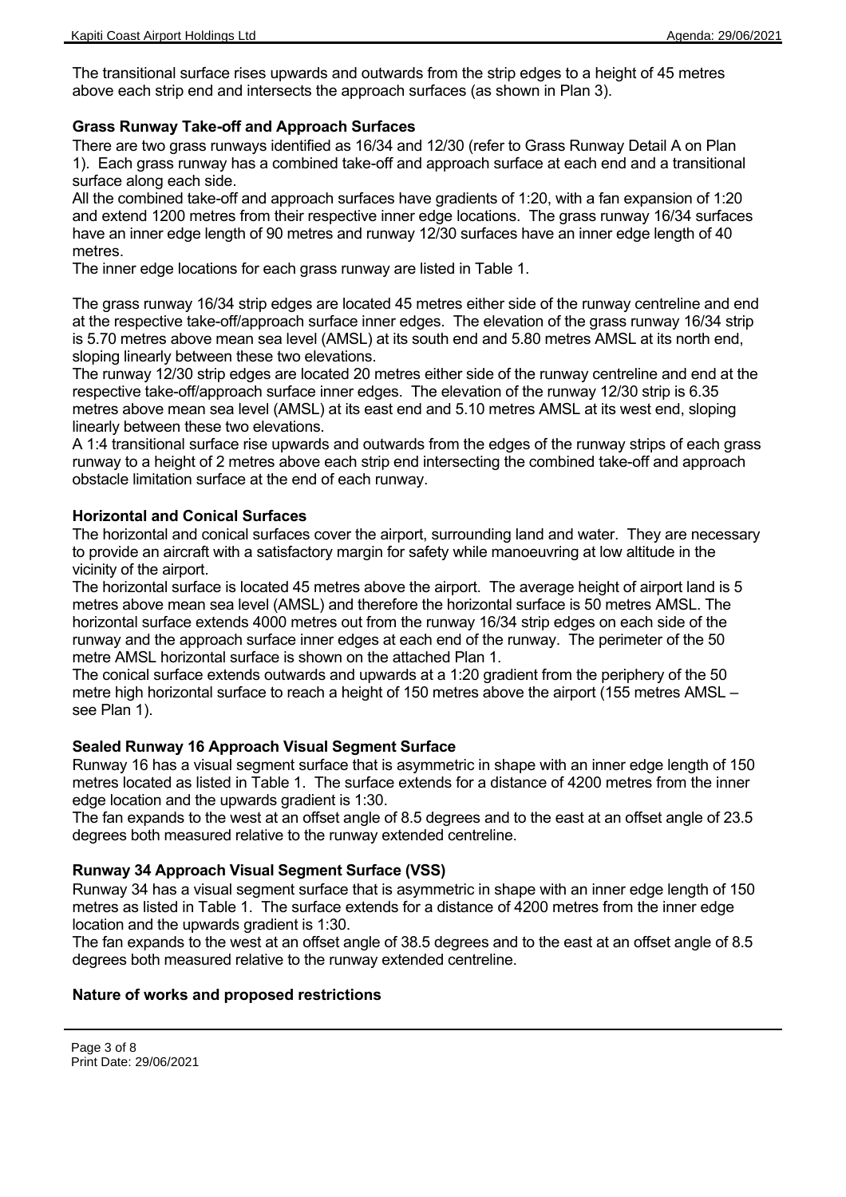The transitional surface rises upwards and outwards from the strip edges to a height of 45 metres above each strip end and intersects the approach surfaces (as shown in Plan 3).

### Grass Runway Take-off and Approach Surfaces

There are two grass runways identified as 16/34 and 12/30 (refer to Grass Runway Detail A on Plan 1). Each grass runway has a combined take-off and approach surface at each end and a transitional surface along each side.

All the combined take-off and approach surfaces have gradients of 1:20, with a fan expansion of 1:20 and extend 1200 metres from their respective inner edge locations. The grass runway 16/34 surfaces have an inner edge length of 90 metres and runway 12/30 surfaces have an inner edge length of 40 metres.

The inner edge locations for each grass runway are listed in Table 1.

The grass runway 16/34 strip edges are located 45 metres either side of the runway centreline and end at the respective take-off/approach surface inner edges. The elevation of the grass runway 16/34 strip is 5.70 metres above mean sea level (AMSL) at its south end and 5.80 metres AMSL at its north end, sloping linearly between these two elevations.

The runway 12/30 strip edges are located 20 metres either side of the runway centreline and end at the respective take-off/approach surface inner edges. The elevation of the runway 12/30 strip is 6.35 metres above mean sea level (AMSL) at its east end and 5.10 metres AMSL at its west end, sloping linearly between these two elevations.

A 1:4 transitional surface rise upwards and outwards from the edges of the runway strips of each grass runway to a height of 2 metres above each strip end intersecting the combined take-off and approach obstacle limitation surface at the end of each runway.

### Horizontal and Conical Surfaces

The horizontal and conical surfaces cover the airport, surrounding land and water. They are necessary to provide an aircraft with a satisfactory margin for safety while manoeuvring at low altitude in the vicinity of the airport.

The horizontal surface is located 45 metres above the airport. The average height of airport land is 5 metres above mean sea level (AMSL) and therefore the horizontal surface is 50 metres AMSL. The horizontal surface extends 4000 metres out from the runway 16/34 strip edges on each side of the runway and the approach surface inner edges at each end of the runway. The perimeter of the 50 metre AMSL horizontal surface is shown on the attached Plan 1.

The conical surface extends outwards and upwards at a 1:20 gradient from the periphery of the 50 metre high horizontal surface to reach a height of 150 metres above the airport (155 metres AMSL – see Plan 1).

### Sealed Runway 16 Approach Visual Segment Surface

Runway 16 has a visual segment surface that is asymmetric in shape with an inner edge length of 150 metres located as listed in Table 1. The surface extends for a distance of 4200 metres from the inner edge location and the upwards gradient is 1:30.

The fan expands to the west at an offset angle of 8.5 degrees and to the east at an offset angle of 23.5 degrees both measured relative to the runway extended centreline.

### Runway 34 Approach Visual Segment Surface (VSS)

Runway 34 has a visual segment surface that is asymmetric in shape with an inner edge length of 150 metres as listed in Table 1. The surface extends for a distance of 4200 metres from the inner edge location and the upwards gradient is 1:30.

The fan expands to the west at an offset angle of 38.5 degrees and to the east at an offset angle of 8.5 degrees both measured relative to the runway extended centreline.

### Nature of works and proposed restrictions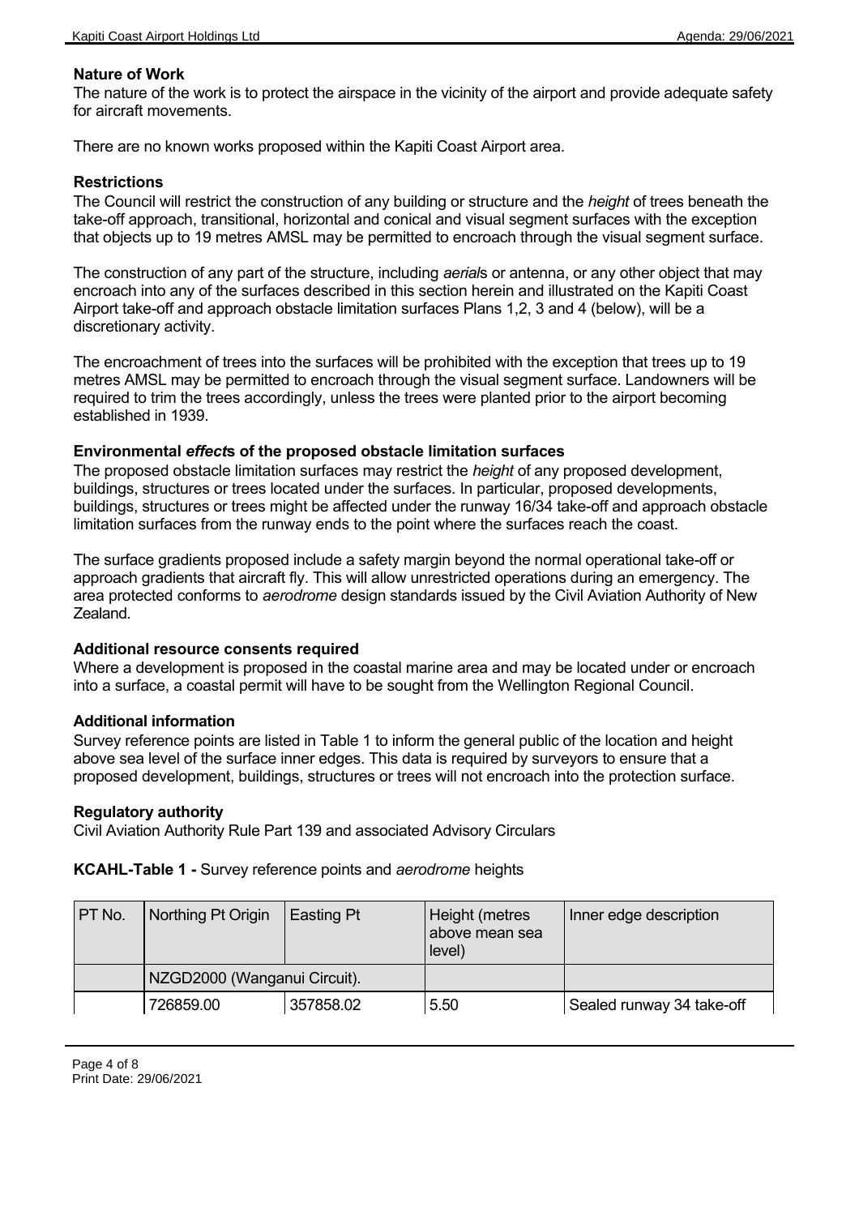### Nature of Work

The nature of the work is to protect the airspace in the vicinity of the airport and provide adequate safety for aircraft movements.

There are no known works proposed within the Kapiti Coast Airport area.

### Restrictions

The Council will restrict the construction of any building or structure and the *height* of trees beneath the take-off approach, transitional, horizontal and conical and visual segment surfaces with the exception that objects up to 19 metres AMSL may be permitted to encroach through the visual segment surface.

The construction of any part of the structure, including *aerial*s or antenna, or any other object that may encroach into any of the surfaces described in this section herein and illustrated on the Kapiti Coast Airport take-off and approach obstacle limitation surfaces Plans 1,2, 3 and 4 (below), will be a discretionary activity.

The encroachment of trees into the surfaces will be prohibited with the exception that trees up to 19 metres AMSL may be permitted to encroach through the visual segment surface. Landowners will be required to trim the trees accordingly, unless the trees were planted prior to the airport becoming established in 1939.

### Environmental *effect*s of the proposed obstacle limitation surfaces

The proposed obstacle limitation surfaces may restrict the *height* of any proposed development, buildings, structures or trees located under the surfaces. In particular, proposed developments, buildings, structures or trees might be affected under the runway 16/34 take-off and approach obstacle limitation surfaces from the runway ends to the point where the surfaces reach the coast.

The surface gradients proposed include a safety margin beyond the normal operational take-off or approach gradients that aircraft fly. This will allow unrestricted operations during an emergency. The area protected conforms to *aerodrome* design standards issued by the Civil Aviation Authority of New Zealand.

### Additional resource consents required

Where a development is proposed in the coastal marine area and may be located under or encroach into a surface, a coastal permit will have to be sought from the Wellington Regional Council.

### Additional information

Survey reference points are listed in Table 1 to inform the general public of the location and height above sea level of the surface inner edges. This data is required by surveyors to ensure that a proposed development, buildings, structures or trees will not encroach into the protection surface.

### Regulatory authority

Civil Aviation Authority Rule Part 139 and associated Advisory Circulars

**KCAHL-Table 1 -** Survey reference points and *aerodrome* heights

| PT No. | Northing Pt Origin | Easting Pt | Height (metres above mean sea level) | Inner edge description |
|---|---|---|---|---|
| | NZGD2000 (Wanganui Circuit). | | | |
| | 726859.00 | 357858.02 | 5.50 | Sealed runway 34 take-off |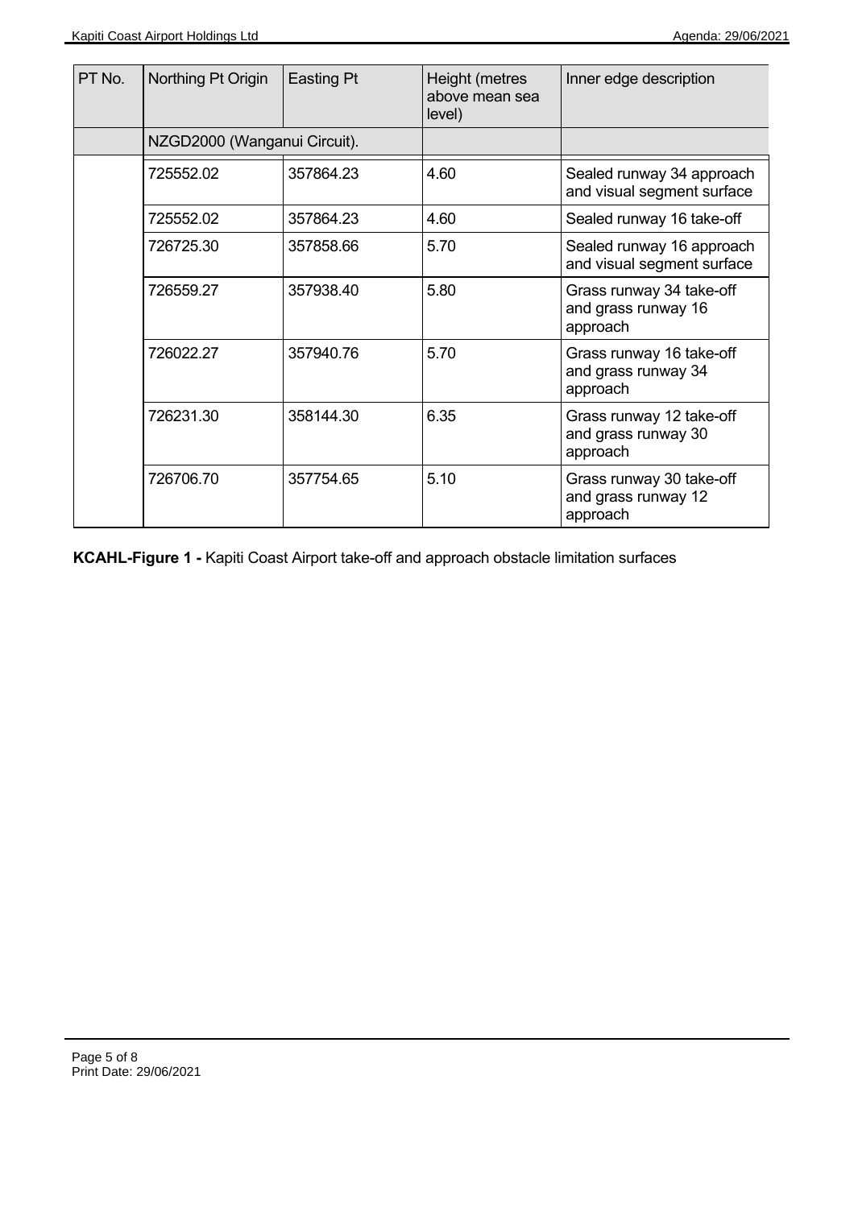| PT No. | Northing Pt Origin | Easting Pt | Height (metres above mean sea level) | Inner edge description |
|---|---|---|---|---|
| | NZGD2000 (Wanganui Circuit). | | | |
| | 725552.02 | 357864.23 | 4.60 | Sealed runway 34 approach and visual segment surface |
| | 725552.02 | 357864.23 | 4.60 | Sealed runway 16 take-off |
| | 726725.30 | 357858.66 | 5.70 | Sealed runway 16 approach and visual segment surface |
| | 726559.27 | 357938.40 | 5.80 | Grass runway 34 take-off and grass runway 16 approach |
| | 726022.27 | 357940.76 | 5.70 | Grass runway 16 take-off and grass runway 34 approach |
| | 726231.30 | 358144.30 | 6.35 | Grass runway 12 take-off and grass runway 30 approach |
| | 726706.70 | 357754.65 | 5.10 | Grass runway 30 take-off and grass runway 12 approach |

**KCAHL-Figure 1 -** Kapiti Coast Airport take-off and approach obstacle limitation surfaces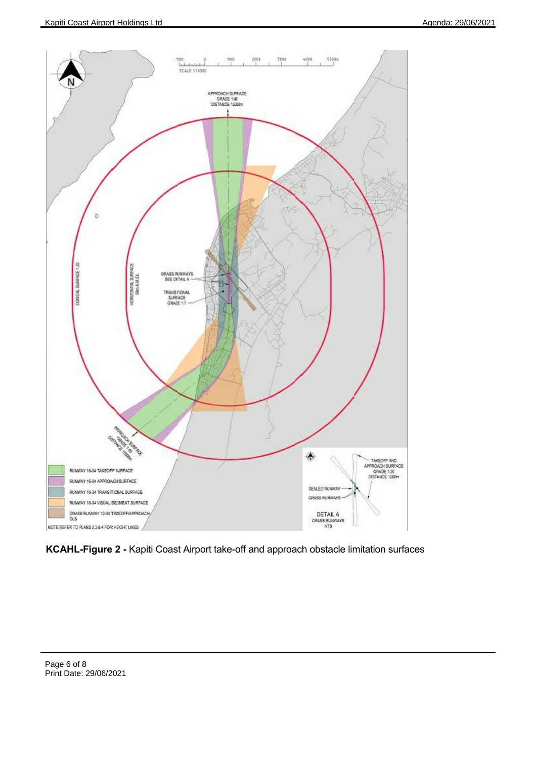KCAHL-Figure 2 - Kapiti Coast Airport take-off and approach obstacle limitation surfaces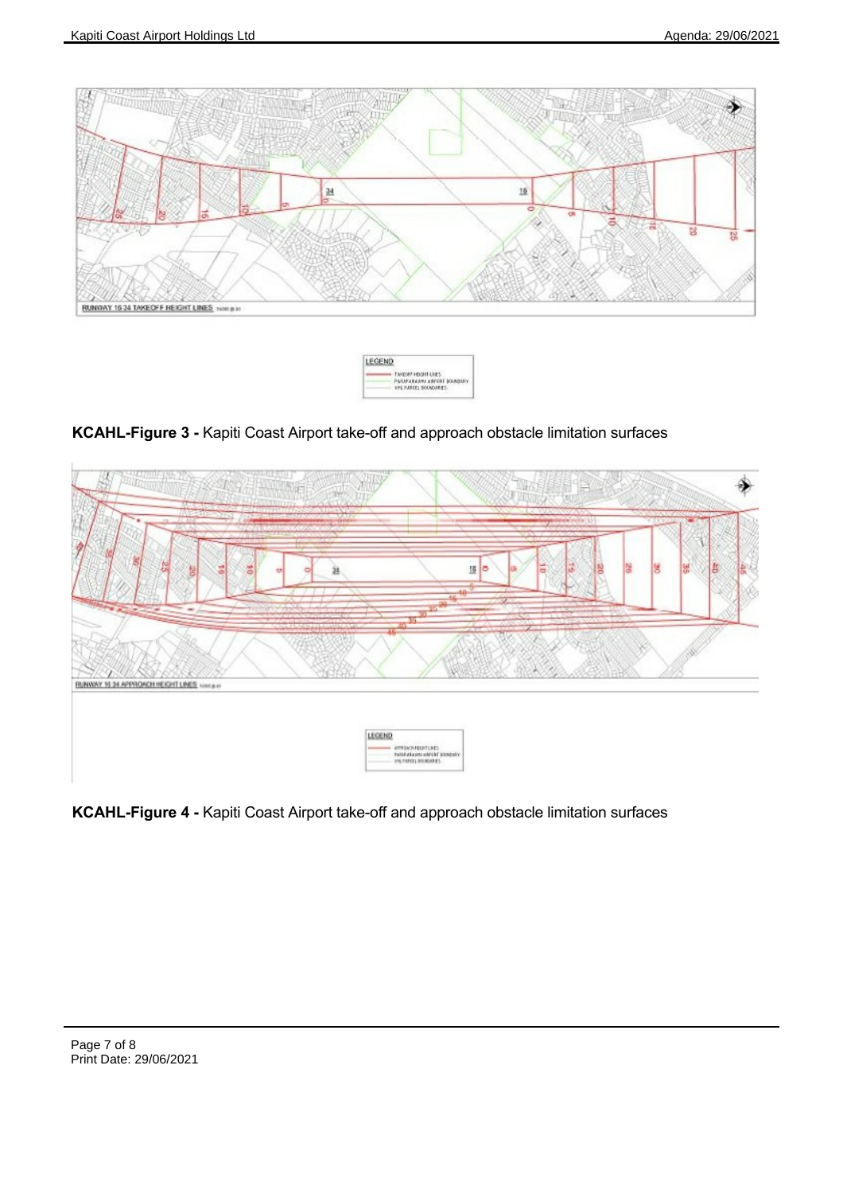**KCAHL-Figure 3 -** Kapiti Coast Airport take-off and approach obstacle limitation surfaces

**KCAHL-Figure 4 -** Kapiti Coast Airport take-off and approach obstacle limitation surfaces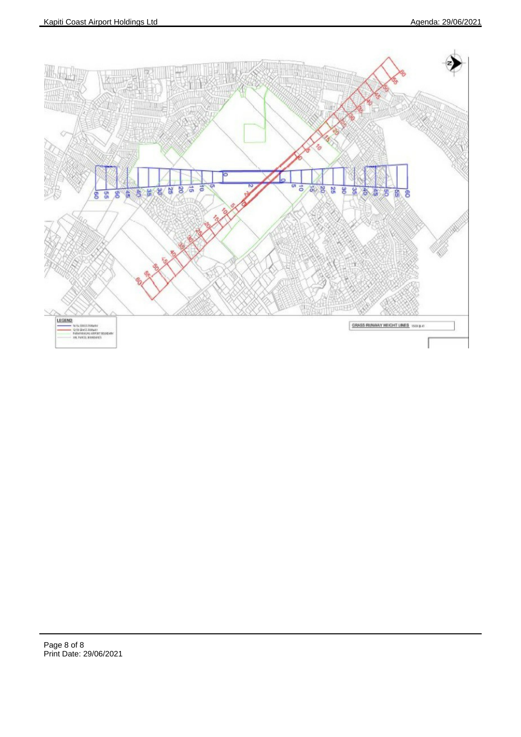LEGEND

16/34 GRASS RUNWAY

12/30 GRASS RUNWAY

PARAPARAUMU AIRPORT BOUNDARY

LINZ PARCEL BOUNDARIES

GRASS RUNWAY HEIGHT LINES